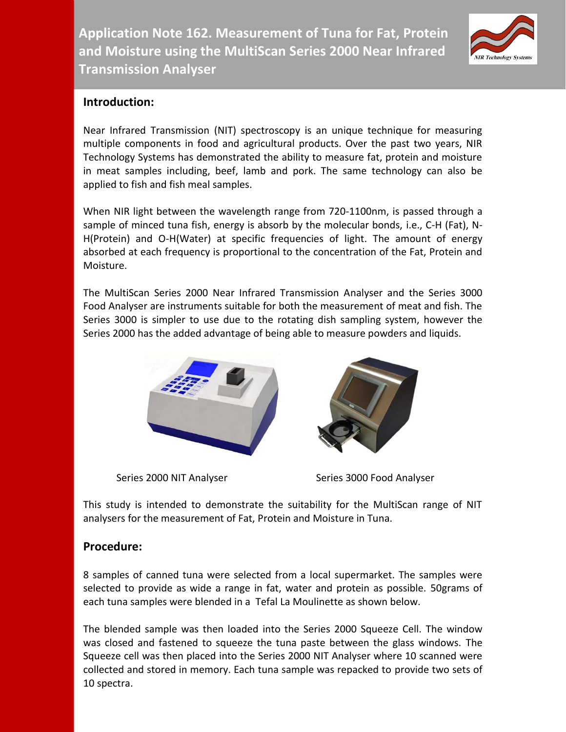# Application Note 162. Measurement of Tuna for Fat, Protein and Moisture using the MultiScan Series 2000 Near Infrared Transmission Analyser

## Introduction:

Near Infrared Transmission (NIT) spectroscopy is an unique technique for measuring multiple components in food and agricultural products. Over the past two years, NIR Technology Systems has demonstrated the ability to measure fat, protein and moisture in meat samples including, beef, lamb and pork. The same technology can also be applied to fish and fish meal samples.

When NIR light between the wavelength range from 720-1100nm, is passed through a sample of minced tuna fish, energy is absorb by the molecular bonds, i.e., C-H (Fat), N-H(Protein) and O-H(Water) at specific frequencies of light. The amount of energy absorbed at each frequency is proportional to the concentration of the Fat, Protein and Moisture.

The MultiScan Series 2000 Near Infrared Transmission Analyser and the Series 3000 Food Analyser are instruments suitable for both the measurement of meat and fish. The Series 3000 is simpler to use due to the rotating dish sampling system, however the Series 2000 has the added advantage of being able to measure powders and liquids.

Series 2000 NIT Analyser

Series 3000 Food Analyser

This study is intended to demonstrate the suitability for the MultiScan range of NIT analysers for the measurement of Fat, Protein and Moisture in Tuna.

## Procedure:

8 samples of canned tuna were selected from a local supermarket. The samples were selected to provide as wide a range in fat, water and protein as possible. 50grams of each tuna samples were blended in a Tefal La Moulinette as shown below.

The blended sample was then loaded into the Series 2000 Squeeze Cell. The window was closed and fastened to squeeze the tuna paste between the glass windows. The Squeeze cell was then placed into the Series 2000 NIT Analyser where 10 scanned were collected and stored in memory. Each tuna sample was repacked to provide two sets of 10 spectra.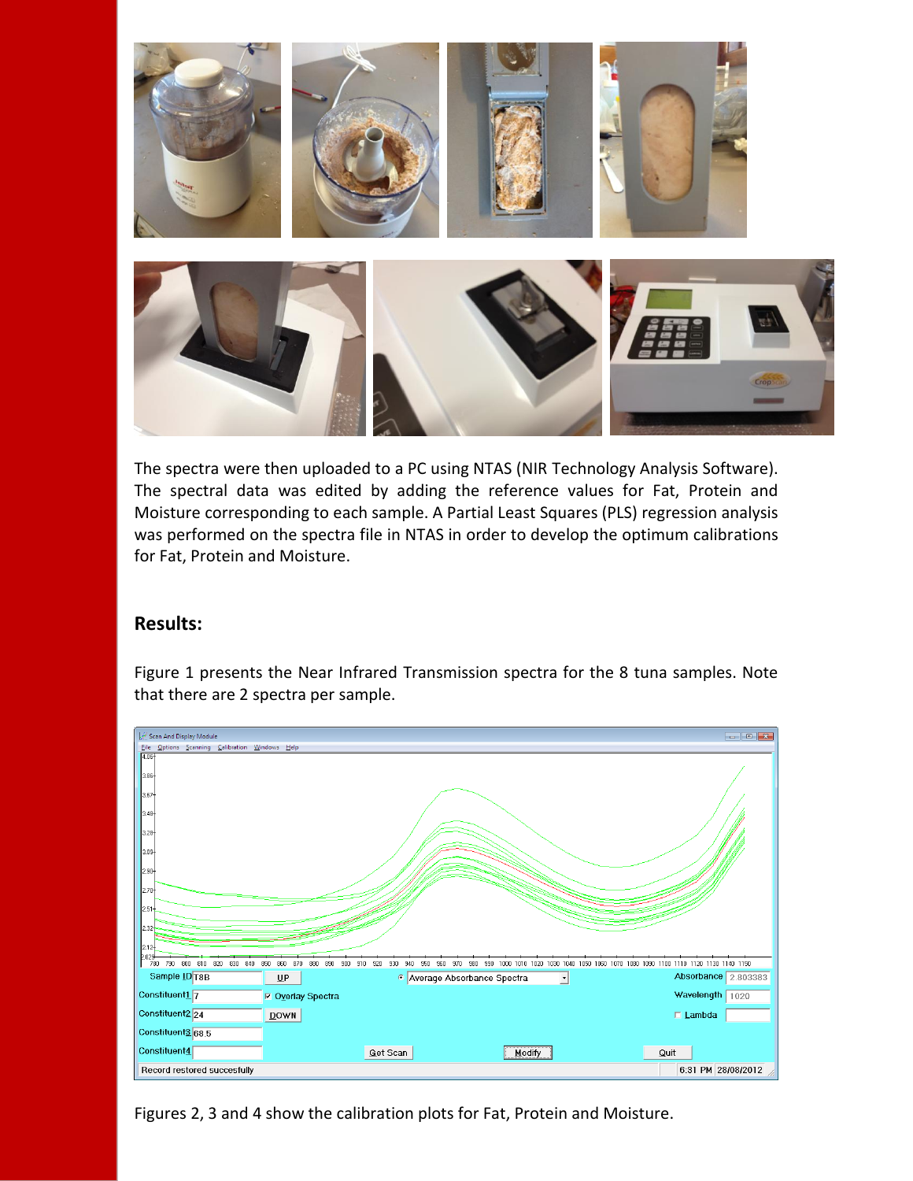The spectra were then uploaded to a PC using NTAS (NIR Technology Analysis Software). The spectral data was edited by adding the reference values for Fat, Protein and Moisture corresponding to each sample. A Partial Least Squares (PLS) regression analysis was performed on the spectra file in NTAS in order to develop the optimum calibrations for Fat, Protein and Moisture.

## Results:

Figure 1 presents the Near Infrared Transmission spectra for the 8 tuna samples. Note that there are 2 spectra per sample.

Figures 2, 3 and 4 show the calibration plots for Fat, Protein and Moisture.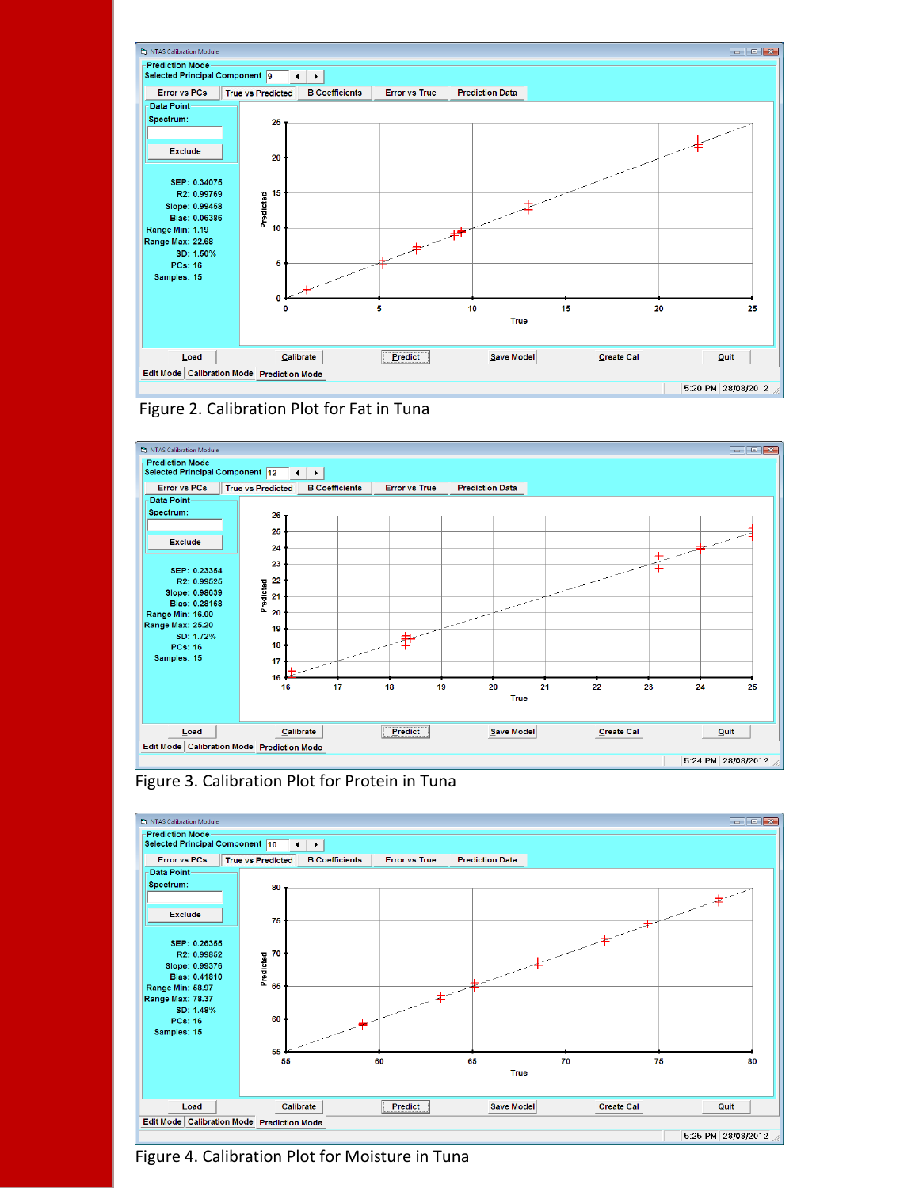Figure 2. Calibration Plot for Fat in Tuna

Figure 3. Calibration Plot for Protein in Tuna

Figure 4. Calibration Plot for Moisture in Tuna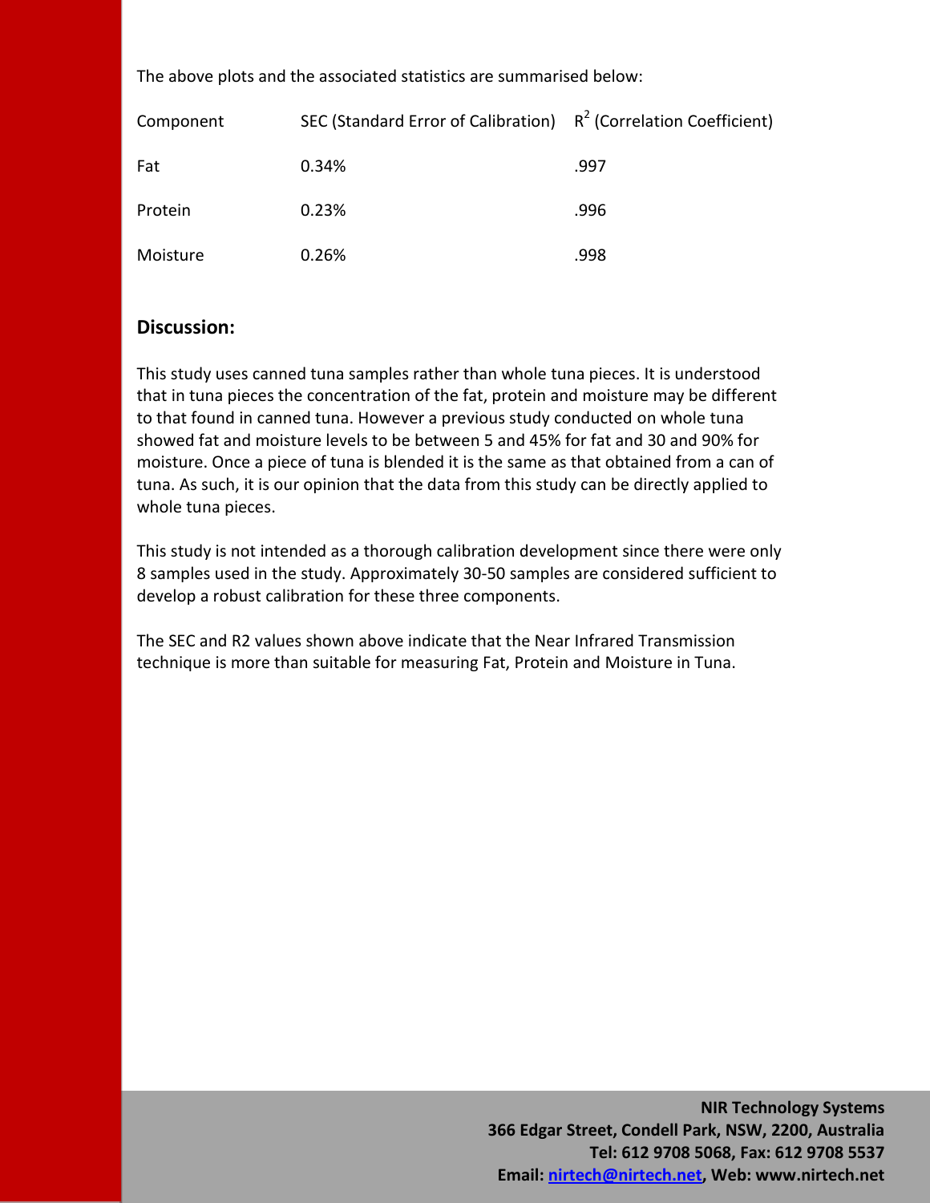The above plots and the associated statistics are summarised below:

| Component | SEC (Standard Error of Calibration) | $R^2$ (Correlation Coefficient) |
|---|---|---|
| Fat | 0.34% | .997 |
| Protein | 0.23% | .996 |
| Moisture | 0.26% | .998 |

## Discussion:

This study uses canned tuna samples rather than whole tuna pieces. It is understood that in tuna pieces the concentration of the fat, protein and moisture may be different to that found in canned tuna. However a previous study conducted on whole tuna showed fat and moisture levels to be between 5 and 45% for fat and 30 and 90% for moisture. Once a piece of tuna is blended it is the same as that obtained from a can of tuna. As such, it is our opinion that the data from this study can be directly applied to whole tuna pieces.

This study is not intended as a thorough calibration development since there were only 8 samples used in the study. Approximately 30-50 samples are considered sufficient to develop a robust calibration for these three components.

The SEC and R2 values shown above indicate that the Near Infrared Transmission technique is more than suitable for measuring Fat, Protein and Moisture in Tuna.

**NIR Technology Systems**
**366 Edgar Street, Condell Park, NSW, 2200, Australia**
**Tel: 612 9708 5068, Fax: 612 9708 5537**
**Email: nirtech@nirtech.net, Web: www.nirtech.net**